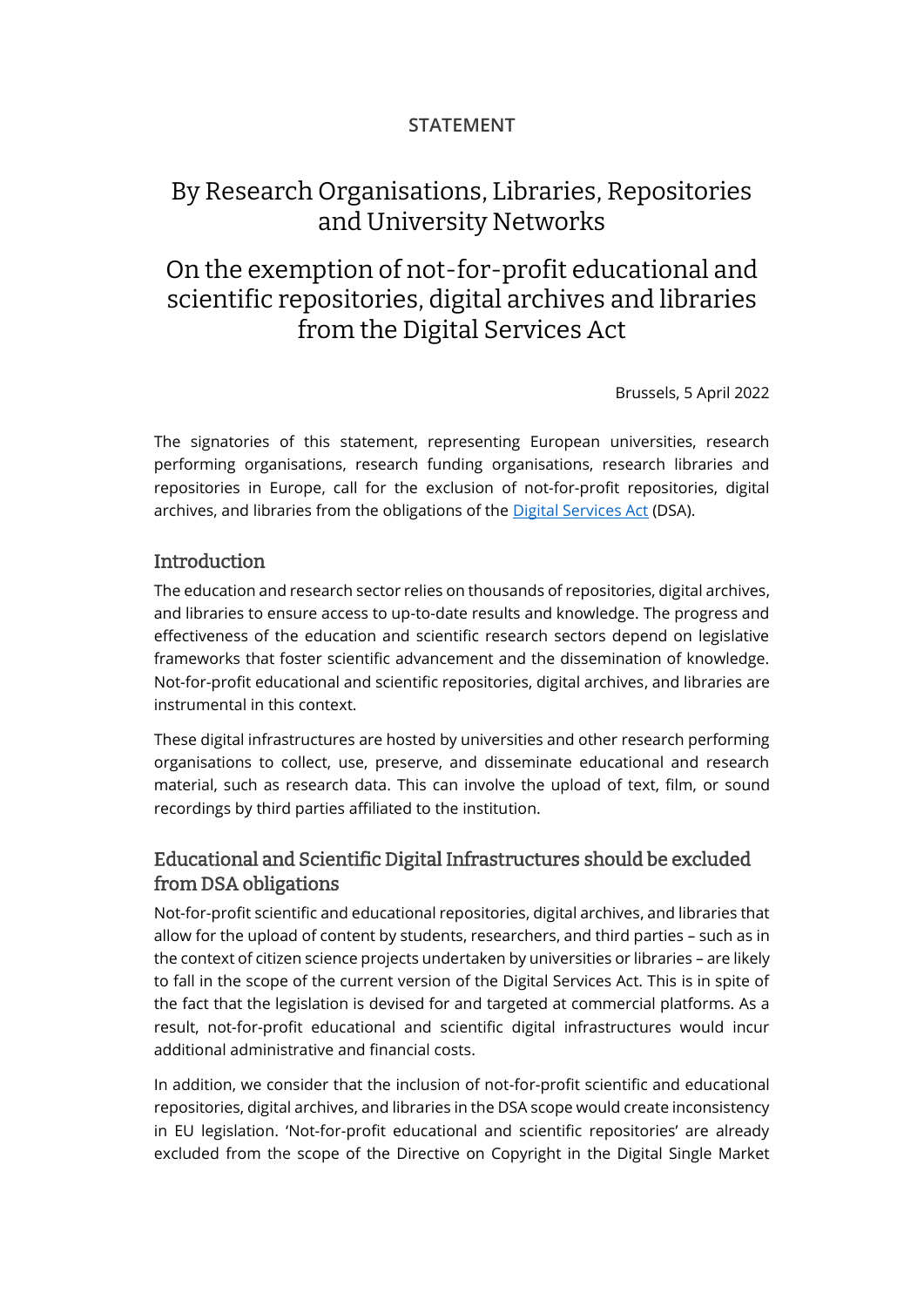**STATEMENT**

# By Research Organisations, Libraries, Repositories and University Networks

# On the exemption of not-for-profit educational and scientific repositories, digital archives and libraries from the Digital Services Act

Brussels, 5 April 2022

The signatories of this statement, representing European universities, research performing organisations, research funding organisations, research libraries and repositories in Europe, call for the exclusion of not-for-profit repositories, digital archives, and libraries from the obligations of the [Digital Services Act](https://eur-lex.europa.eu/legal-content/EN/TXT/?uri=COM:2020:825:FIN) (DSA).

## Introduction

The education and research sector relies on thousands of repositories, digital archives, and libraries to ensure access to up-to-date results and knowledge. The progress and effectiveness of the education and scientific research sectors depend on legislative frameworks that foster scientific advancement and the dissemination of knowledge. Not-for-profit educational and scientific repositories, digital archives, and libraries are instrumental in this context.

These digital infrastructures are hosted by universities and other research performing organisations to collect, use, preserve, and disseminate educational and research material, such as research data. This can involve the upload of text, film, or sound recordings by third parties affiliated to the institution.

## Educational and Scientific Digital Infrastructures should be excluded from DSA obligations

Not-for-profit scientific and educational repositories, digital archives, and libraries that allow for the upload of content by students, researchers, and third parties – such as in the context of citizen science projects undertaken by universities or libraries – are likely to fall in the scope of the current version of the Digital Services Act. This is in spite of the fact that the legislation is devised for and targeted at commercial platforms. As a result, not-for-profit educational and scientific digital infrastructures would incur additional administrative and financial costs.

In addition, we consider that the inclusion of not-for-profit scientific and educational repositories, digital archives, and libraries in the DSA scope would create inconsistency in EU legislation. 'Not-for-profit educational and scientific repositories' are already excluded from the scope of the Directive on Copyright in the Digital Single Market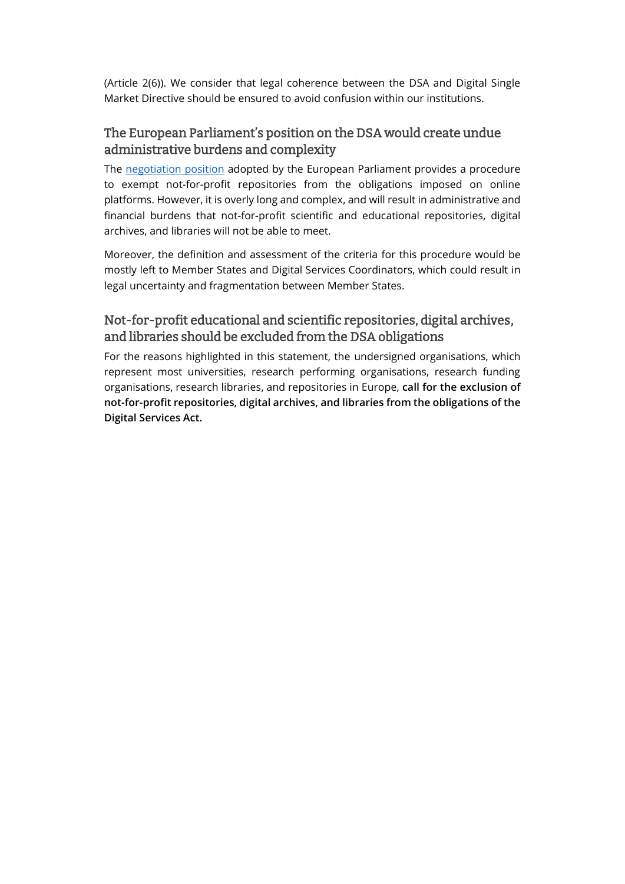(Article 2(6)). We consider that legal coherence between the DSA and Digital Single Market Directive should be ensured to avoid confusion within our institutions.

## The European Parliament's position on the DSA would create undue administrative burdens and complexity

The [negotiation position](#) adopted by the European Parliament provides a procedure to exempt not-for-profit repositories from the obligations imposed on online platforms. However, it is overly long and complex, and will result in administrative and financial burdens that not-for-profit scientific and educational repositories, digital archives, and libraries will not be able to meet.

Moreover, the definition and assessment of the criteria for this procedure would be mostly left to Member States and Digital Services Coordinators, which could result in legal uncertainty and fragmentation between Member States.

## Not-for-profit educational and scientific repositories, digital archives, and libraries should be excluded from the DSA obligations

For the reasons highlighted in this statement, the undersigned organisations, which represent most universities, research performing organisations, research funding organisations, research libraries, and repositories in Europe, **call for the exclusion of not-for-profit repositories, digital archives, and libraries from the obligations of the Digital Services Act.**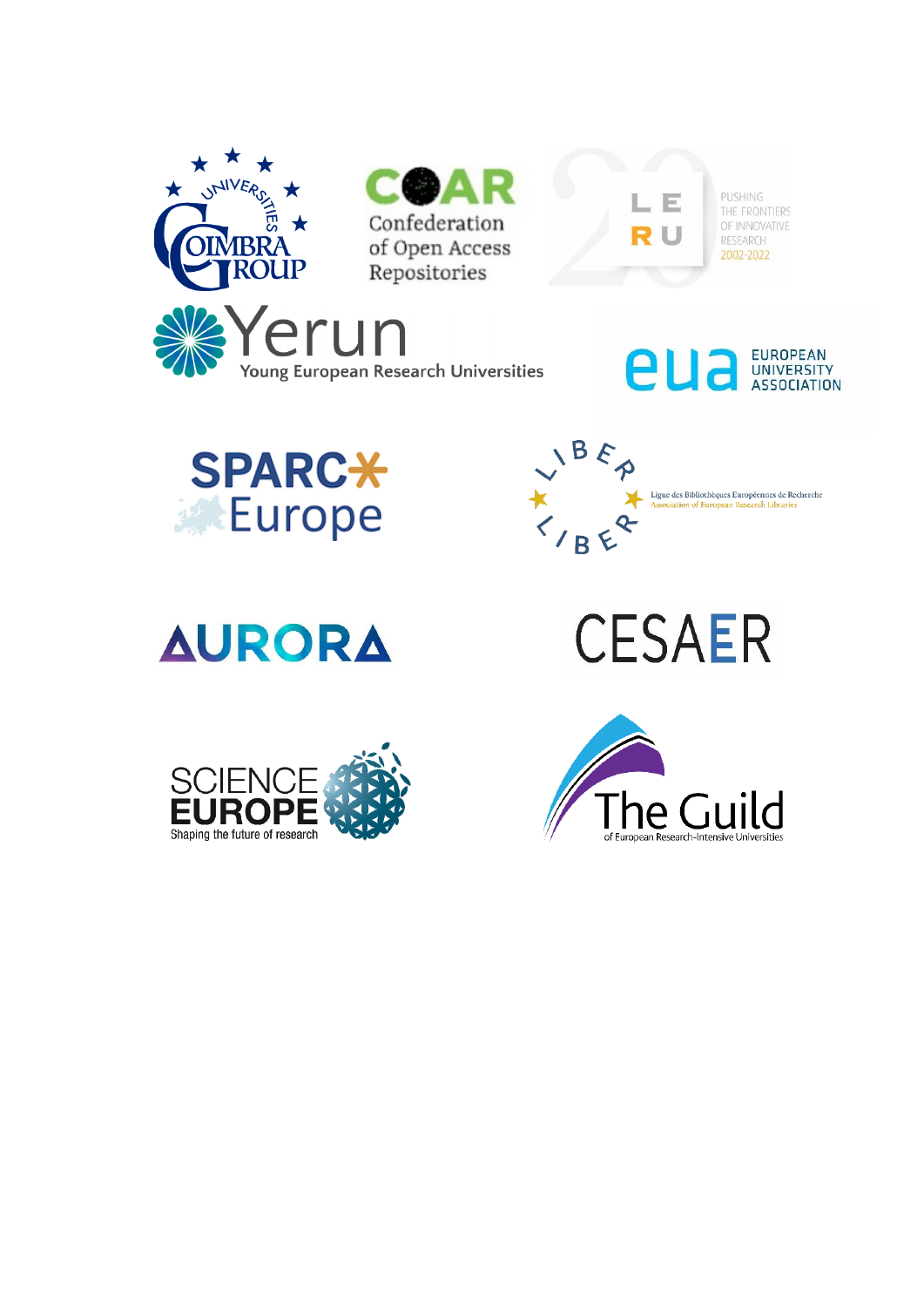UNIVERSITIES COIMBRA GROUP

COAR Confederation of Open Access Repositories

LERU PUSHING THE FRONTIERS OF INNOVATIVE RESEARCH 2002-2022

Yerun Young European Research Universities

eua EUROPEAN UNIVERSITY ASSOCIATION

SPARC Europe

LIBER Ligue des Bibliothèques Européennes de Recherche Association of European Research Libraries

AURORA

CESAER

SCIENCE EUROPE Shaping the future of research

The Guild of European Research-Intensive Universities